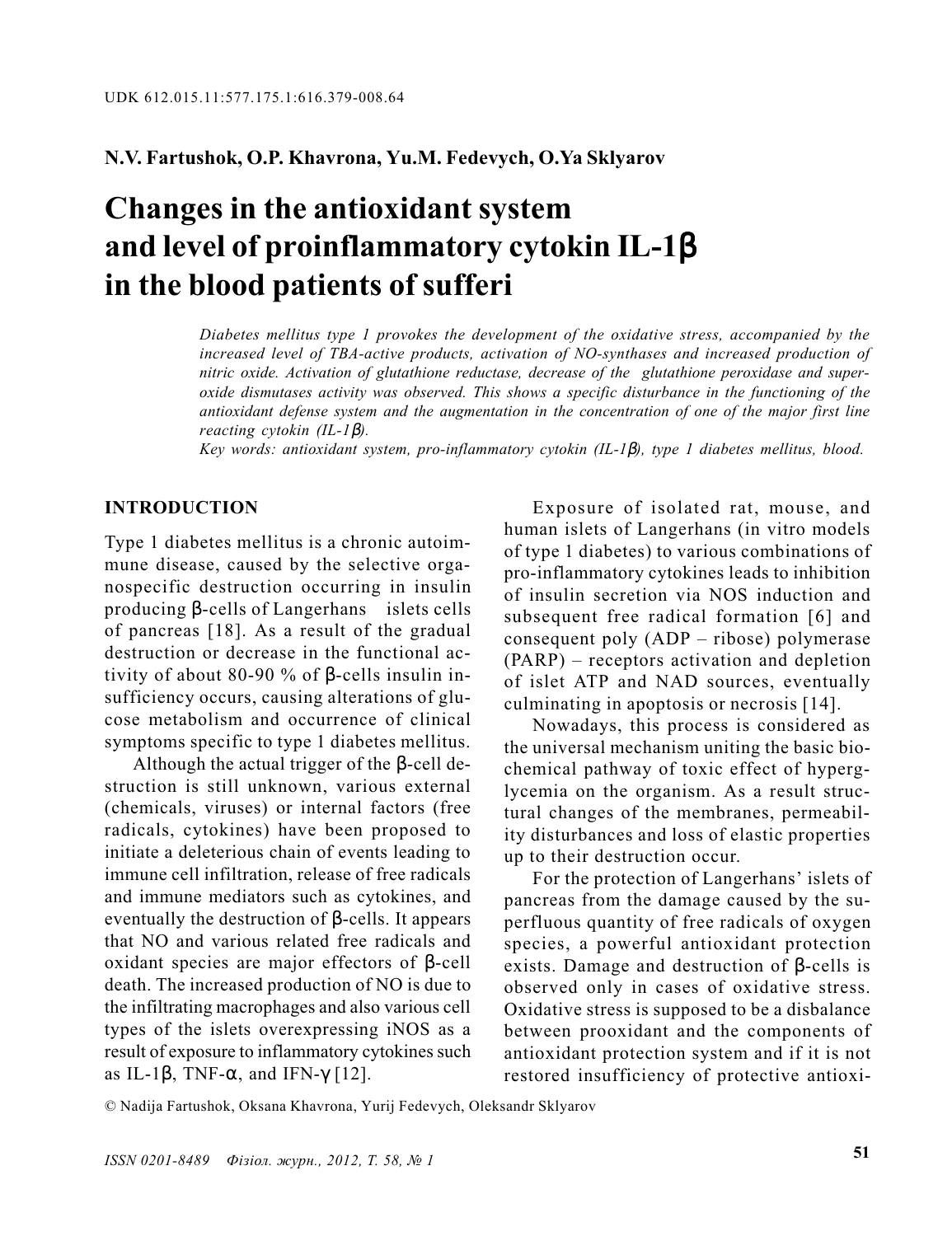UDK 612.015.11:577.175.1:616.379-008.64

**N.V. Fartushok, O.P. Khavrona, Yu.M. Fedevych, O.Ya Sklyarov**

# Changes in the antioxidant system and level of proinflammatory cytokin IL-1β in the blood patients of sufferi

*Diabetes mellitus type 1 provokes the development of the oxidative stress, accompanied by the increased level of TBA-active products, activation of NO-synthases and increased production of nitric oxide. Activation of glutathione reductase, decrease of the glutathione peroxidase and superoxide dismutases activity was observed. This shows a specific disturbance in the functioning of the antioxidant defense system and the augmentation in the concentration of one of the major first line reacting cytokin (IL-1β).*

*Key words: antioxidant system, pro-inflammatory cytokin (IL-1β), type 1 diabetes mellitus, blood.*

## INTRODUCTION

Type 1 diabetes mellitus is a chronic autoimmune disease, caused by the selective organospecific destruction occurring in insulin producing β-cells of Langerhans islets cells of pancreas [18]. As a result of the gradual destruction or decrease in the functional activity of about 80-90 % of β-cells insulin insufficiency occurs, causing alterations of glucose metabolism and occurrence of clinical symptoms specific to type 1 diabetes mellitus.

Although the actual trigger of the β-cell destruction is still unknown, various external (chemicals, viruses) or internal factors (free radicals, cytokines) have been proposed to initiate a deleterious chain of events leading to immune cell infiltration, release of free radicals and immune mediators such as cytokines, and eventually the destruction of β-cells. It appears that NO and various related free radicals and oxidant species are major effectors of β-cell death. The increased production of NO is due to the infiltrating macrophages and also various cell types of the islets overexpressing iNOS as a result of exposure to inflammatory cytokines such as IL-1β, TNF-α, and IFN-γ [12].

Exposure of isolated rat, mouse, and human islets of Langerhans (in vitro models of type 1 diabetes) to various combinations of pro-inflammatory cytokines leads to inhibition of insulin secretion via NOS induction and subsequent free radical formation [6] and consequent poly (ADP – ribose) polymerase (PARP) – receptors activation and depletion of islet ATP and NAD sources, eventually culminating in apoptosis or necrosis [14].

Nowadays, this process is considered as the universal mechanism uniting the basic biochemical pathway of toxic effect of hyperglycemia on the organism. As a result structural changes of the membranes, permeability disturbances and loss of elastic properties up to their destruction occur.

For the protection of Langerhans' islets of pancreas from the damage caused by the superfluous quantity of free radicals of oxygen species, a powerful antioxidant protection exists. Damage and destruction of β-cells is observed only in cases of oxidative stress. Oxidative stress is supposed to be a disbalance between prooxidant and the components of antioxidant protection system and if it is not restored insufficiency of protective antioxi-

© Nadija Fartushok, Oksana Khavrona, Yurij Fedevych, Oleksandr Sklyarov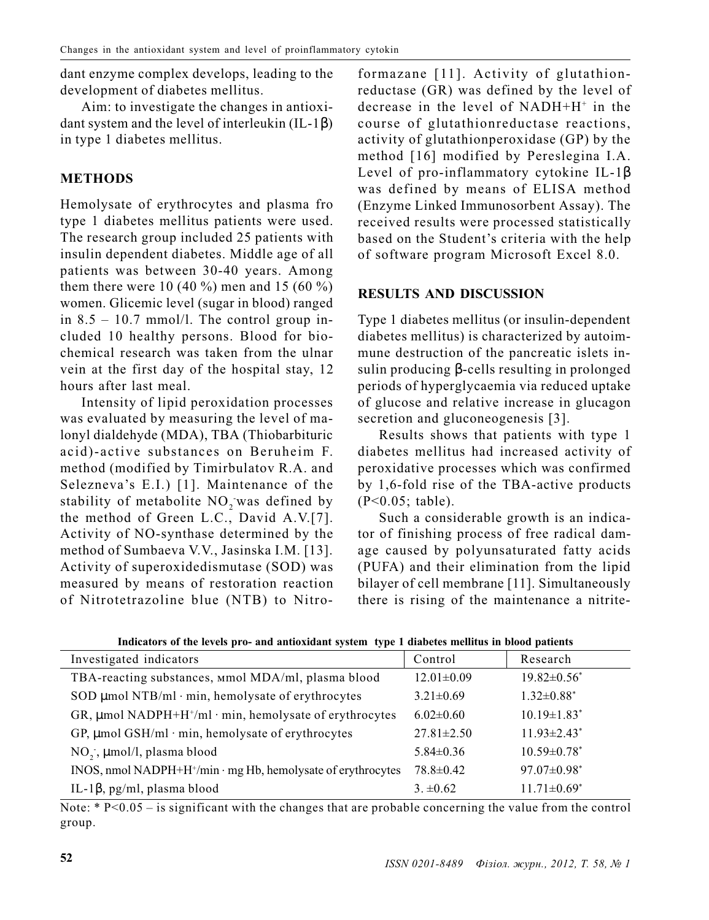dant enzyme complex develops, leading to the development of diabetes mellitus.

Aim: to investigate the changes in antioxidant system and the level of interleukin (IL-1β) in type 1 diabetes mellitus.

## METHODS

Hemolysate of erythrocytes and plasma fro type 1 diabetes mellitus patients were used. The research group included 25 patients with insulin dependent diabetes. Middle age of all patients was between 30-40 years. Among them there were 10 (40 %) men and 15 (60 %) women. Glicemic level (sugar in blood) ranged in 8.5 – 10.7 mmol/l. The control group included 10 healthy persons. Blood for biochemical research was taken from the ulnar vein at the first day of the hospital stay, 12 hours after last meal.

Intensity of lipid peroxidation processes was evaluated by measuring the level of malonyl dialdehyde (MDA), TBA (Thiobarbituric acid)-active substances on Beruheim F. method (modified by Timirbulatov R.A. and Selezneva's E.I.) [1]. Maintenance of the stability of metabolite $NO_2^-$ was defined by the method of Green L.C., David A.V.[7]. Activity of NO-synthase determined by the method of Sumbaeva V.V., Jasinska I.M. [13]. Activity of superoxidedismutase (SOD) was measured by means of restoration reaction of Nitrotetrazoline blue (NTB) to Nitroformazane [11]. Activity of glutathionreductase (GR) was defined by the level of decrease in the level of $NADH+H^+$ in the course of glutathionreductase reactions, activity of glutathionperoxidase (GP) by the method [16] modified by Pereslegina I.A. Level of pro-inflammatory cytokine IL-1β was defined by means of ELISA method (Enzyme Linked Immunosorbent Assay). The received results were processed statistically based on the Student's criteria with the help of software program Microsoft Excel 8.0.

## RESULTS AND DISCUSSION

Type 1 diabetes mellitus (or insulin-dependent diabetes mellitus) is characterized by autoimmune destruction of the pancreatic islets insulin producing β-cells resulting in prolonged periods of hyperglycaemia via reduced uptake of glucose and relative increase in glucagon secretion and gluconeogenesis [3].

Results shows that patients with type 1 diabetes mellitus had increased activity of peroxidative processes which was confirmed by 1,6-fold rise of the TBA-active products ($P<0.05$; table).

Such a considerable growth is an indicator of finishing process of free radical damage caused by polyunsaturated fatty acids (PUFA) and their elimination from the lipid bilayer of cell membrane [11]. Simultaneously there is rising of the maintenance a nitrite-

**Indicators of the levels pro- and antioxidant system type 1 diabetes mellitus in blood patients**

| Investigated indicators | Control | Research |
|---|---|---|
| TBA-reacting substances, мmol MDA/ml, plasma blood | 12.01±0.09 | 19.82±0.56* |
| SOD μmol NTB/ml · min, hemolysate of erythrocytes | 3.21±0.69 | 1.32±0.88* |
| GR, μmol $NADPH+H^+$/ml · min, hemolysate of erythrocytes | 6.02±0.60 | 10.19±1.83* |
| GP, μmol GSH/ml · min, hemolysate of erythrocytes | 27.81±2.50 | 11.93±2.43* |
| $NO_2^-$, μmol/l, plasma blood | 5.84±0.36 | 10.59±0.78* |
| INOS, nmol $NADPH+H^+$/min · mg Hb, hemolysate of erythrocytes | 78.8±0.42 | 97.07±0.98* |
| IL-1β, pg/ml, plasma blood | 3. ±0.62 | 11.71±0.69* |

Note: * $P<0.05$ – is significant with the changes that are probable concerning the value from the control group.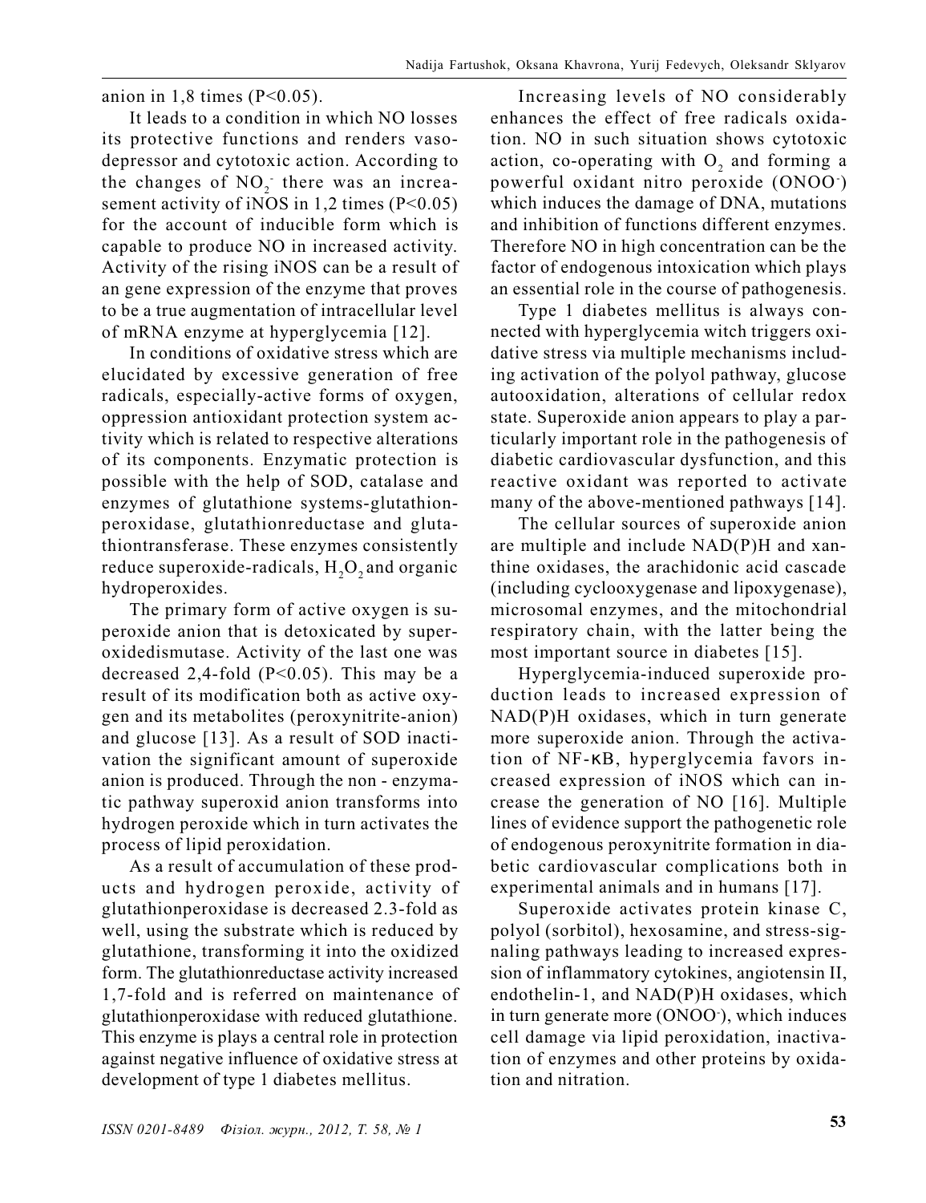anion in 1,8 times ($P<0.05$).

It leads to a condition in which NO losses its protective functions and renders vasodepressor and cytotoxic action. According to the changes of $NO_2^-$ there was an increasement activity of iNOS in 1,2 times ($P<0.05$) for the account of inducible form which is capable to produce NO in increased activity. Activity of the rising iNOS can be a result of an gene expression of the enzyme that proves to be a true augmentation of intracellular level of mRNA enzyme at hyperglycemia [12].

In conditions of oxidative stress which are elucidated by excessive generation of free radicals, especially-active forms of oxygen, oppression antioxidant protection system activity which is related to respective alterations of its components. Enzymatic protection is possible with the help of SOD, catalase and enzymes of glutathione systems-glutathionperoxidase, glutathionreductase and glutathiontransferase. These enzymes consistently reduce superoxide-radicals, $H_2O_2$ and organic hydroperoxides.

The primary form of active oxygen is superoxide anion that is detoxicated by superoxidedismutase. Activity of the last one was decreased 2,4-fold ($P<0.05$). This may be a result of its modification both as active oxygen and its metabolites (peroxynitrite-anion) and glucose [13]. As a result of SOD inactivation the significant amount of superoxide anion is produced. Through the non - enzymatic pathway superoxid anion transforms into hydrogen peroxide which in turn activates the process of lipid peroxidation.

As a result of accumulation of these products and hydrogen peroxide, activity of glutathionperoxidase is decreased 2.3-fold as well, using the substrate which is reduced by glutathione, transforming it into the oxidized form. The glutathionreductase activity increased 1,7-fold and is referred on maintenance of glutathionperoxidase with reduced glutathione. This enzyme is plays a central role in protection against negative influence of oxidative stress at development of type 1 diabetes mellitus.

Increasing levels of NO considerably enhances the effect of free radicals oxidation. NO in such situation shows cytotoxic action, co-operating with $O_2$ and forming a powerful oxidant nitro peroxide ($ONOO^-$) which induces the damage of DNA, mutations and inhibition of functions different enzymes. Therefore NO in high concentration can be the factor of endogenous intoxication which plays an essential role in the course of pathogenesis.

Type 1 diabetes mellitus is always connected with hyperglycemia witch triggers oxidative stress via multiple mechanisms including activation of the polyol pathway, glucose autooxidation, alterations of cellular redox state. Superoxide anion appears to play a particularly important role in the pathogenesis of diabetic cardiovascular dysfunction, and this reactive oxidant was reported to activate many of the above-mentioned pathways [14].

The cellular sources of superoxide anion are multiple and include NAD(P)H and xanthine oxidases, the arachidonic acid cascade (including cyclooxygenase and lipoxygenase), microsomal enzymes, and the mitochondrial respiratory chain, with the latter being the most important source in diabetes [15].

Hyperglycemia-induced superoxide production leads to increased expression of NAD(P)H oxidases, which in turn generate more superoxide anion. Through the activation of NF-κB, hyperglycemia favors increased expression of iNOS which can increase the generation of NO [16]. Multiple lines of evidence support the pathogenetic role of endogenous peroxynitrite formation in diabetic cardiovascular complications both in experimental animals and in humans [17].

Superoxide activates protein kinase C, polyol (sorbitol), hexosamine, and stress-signaling pathways leading to increased expression of inflammatory cytokines, angiotensin II, endothelin-1, and NAD(P)H oxidases, which in turn generate more ($ONOO^-$), which induces cell damage via lipid peroxidation, inactivation of enzymes and other proteins by oxidation and nitration.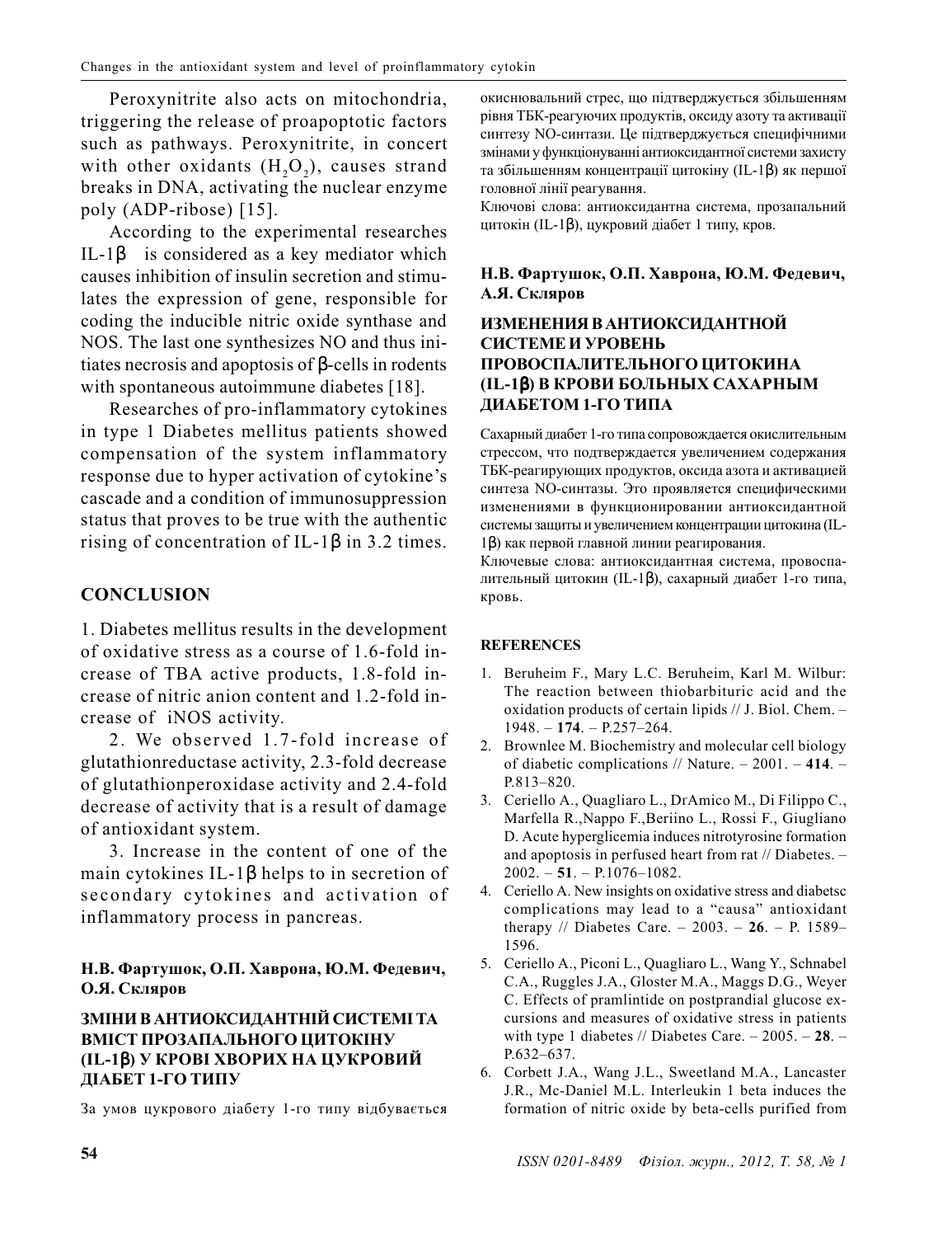Peroxynitrite also acts on mitochondria, triggering the release of proapoptotic factors such as pathways. Peroxynitrite, in concert with other oxidants ($H_2O_2$), causes strand breaks in DNA, activating the nuclear enzyme poly (ADP-ribose) [15].

According to the experimental researches IL-1β is considered as a key mediator which causes inhibition of insulin secretion and stimulates the expression of gene, responsible for coding the inducible nitric oxide synthase and NOS. The last one synthesizes NO and thus initiates necrosis and apoptosis of β-cells in rodents with spontaneous autoimmune diabetes [18].

Researches of pro-inflammatory cytokines in type 1 Diabetes mellitus patients showed compensation of the system inflammatory response due to hyper activation of cytokine's cascade and a condition of immunosuppression status that proves to be true with the authentic rising of concentration of IL-1β in 3.2 times.

## CONCLUSION

1. Diabetes mellitus results in the development of oxidative stress as a course of 1.6-fold increase of TBA active products, 1.8-fold increase of nitric anion content and 1.2-fold increase of iNOS activity.

2. We observed 1.7-fold increase of glutathionreductase activity, 2.3-fold decrease of glutathionperoxidase activity and 2.4-fold decrease of activity that is a result of damage of antioxidant system.

3. Increase in the content of one of the main cytokines IL-1β helps to in secretion of secondary cytokines and activation of inflammatory process in pancreas.

**Н.В. Фартушок, О.П. Хаврона, Ю.М. Федевич, О.Я. Скляров**

### ЗМІНИ В АНТИОКСИДАНТНІЙ СИСТЕМІ ТА ВМІСТ ПРОЗАПАЛЬНОГО ЦИТОКІНУ (IL-1β) У КРОВІ ХВОРИХ НА ЦУКРОВИЙ ДІАБЕТ 1-ГО ТИПУ

За умов цукрового діабету 1-го типу відбувається окиснювальний стрес, що підтверджується збільшенням рівня ТБК-реагуючих продуктів, оксиду азоту та активації синтезу NO-синтази. Це підтверджується специфічними змінами у функціонуванні антиоксидантної системи захисту та збільшенням концентрації цитокіну (IL-1β) як першої головної лінії реагування.

Ключові слова: антиоксидантна система, прозапальний цитокін (IL-1β), цукровий діабет 1 типу, кров.

**Н.В. Фартушок, О.П. Хаврона, Ю.М. Федевич, А.Я. Скляров**

### ИЗМЕНЕНИЯ В АНТИОКСИДАНТНОЙ СИСТЕМЕ И УРОВЕНЬ ПРОВОСПАЛИТЕЛЬНОГО ЦИТОКИНА (IL-1β) В КРОВИ БОЛЬНЫХ САХАРНЫМ ДИАБЕТОМ 1-ГО ТИПА

Сахарный диабет 1-го типа сопровождается окислительным стрессом, что подтверждается увеличением содержания ТБК-реагирующих продуктов, оксида азота и активацией синтеза NO-синтазы. Это проявляется специфическими изменениями в функционировании антиоксидантной системы защиты и увеличением концентрации цитокина (IL-1β) как первой главной линии реагирования.

Ключевые слова: антиоксидантная система, провоспалительный цитокин (IL-1β), сахарный диабет 1-го типа, кровь.

## REFERENCES

1. Beruheim F., Mary L.C. Beruheim, Karl M. Wilbur: The reaction between thiobarbituric acid and the oxidation products of certain lipids // J. Biol. Chem. – 1948. – **174**. – P.257–264.
2. Brownlee M. Biochemistry and molecular cell biology of diabetic complications // Nature. – 2001. – **414**. – P.813–820.
3. Ceriello A., Quagliaro L., DrAmico M., Di Filippo C., Marfella R.,Nappo F.,Beriino L., Rossi F., Giugliano D. Acute hyperglicemia induces nitrotyrosine formation and apoptosis in perfused heart from rat // Diabetes. – 2002. – **51**. – P.1076–1082.
4. Ceriello A. New insights on oxidative stress and diabetsc complications may lead to a "causa" antioxidant therapy // Diabetes Care. – 2003. – **26**. – P. 1589–1596.
5. Ceriello A., Piconi L., Quagliaro L., Wang Y., Schnabel C.A., Ruggles J.A., Gloster M.A., Maggs D.G., Weyer C. Effects of pramlintide on postprandial glucose excursions and measures of oxidative stress in patients with type 1 diabetes // Diabetes Care. – 2005. – **28**. – P.632–637.
6. Corbett J.A., Wang J.L., Sweetland M.A., Lancaster J.R., Mc-Daniel M.L. Interleukin 1 beta induces the formation of nitric oxide by beta-cells purified from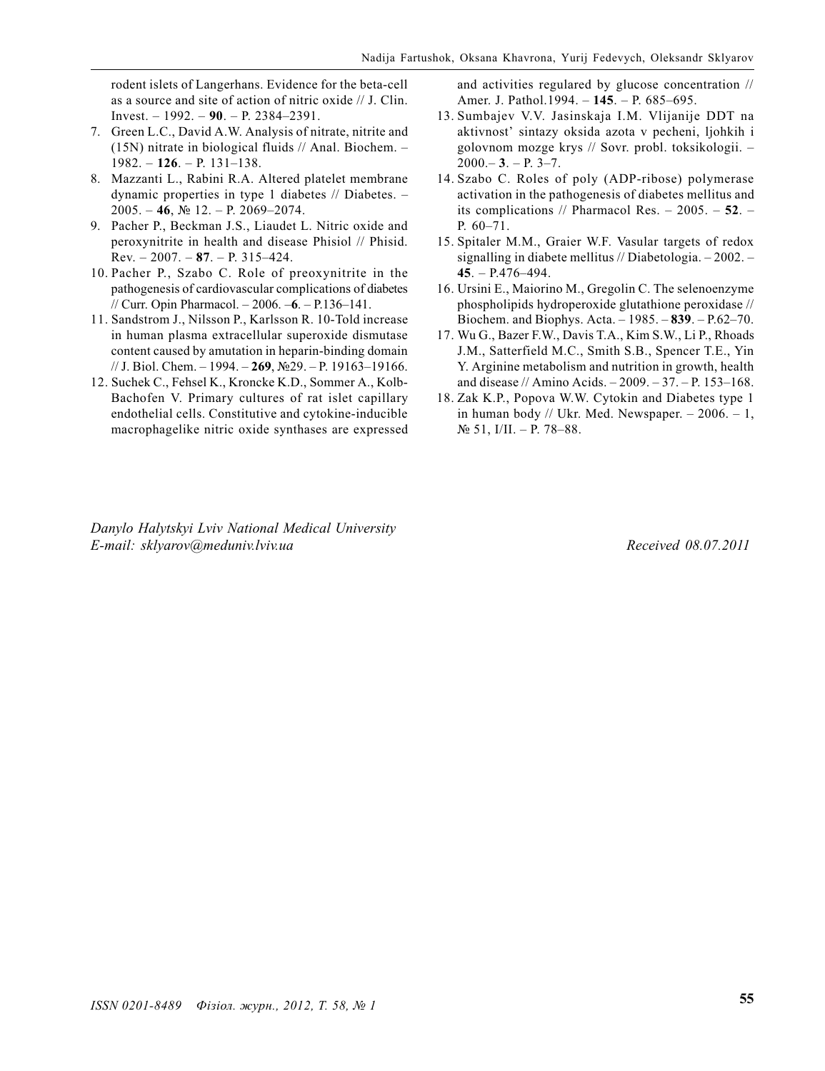rodent islets of Langerhans. Evidence for the beta-cell as a source and site of action of nitric oxide // J. Clin. Invest. – 1992. – **90**. – P. 2384–2391.

7. Green L.C., David A.W. Analysis of nitrate, nitrite and (15N) nitrate in biological fluids // Anal. Biochem. – 1982. – **126**. – P. 131–138.
8. Mazzanti L., Rabini R.A. Altered platelet membrane dynamic properties in type 1 diabetes // Diabetes. – 2005. – **46**, № 12. – P. 2069–2074.
9. Pacher P., Beckman J.S., Liaudet L. Nitric oxide and peroxynitrite in health and disease Phisiol // Phisid. Rev. – 2007. – **87**. – P. 315–424.
10. Pacher P., Szabo C. Role of preoxynitrite in the pathogenesis of cardiovascular complications of diabetes // Curr. Opin Pharmacol. – 2006. –**6**. – P.136–141.
11. Sandstrom J., Nilsson P., Karlsson R. 10-Told increase in human plasma extracellular superoxide dismutase content caused by amutation in heparin-binding domain // J. Biol. Chem. – 1994. – **269**, №29. – P. 19163–19166.
12. Suchek C., Fehsel K., Kroncke K.D., Sommer A., Kolb-Bachofen V. Primary cultures of rat islet capillary endothelial cells. Constitutive and cytokine-inducible macrophagelike nitric oxide synthases are expressed and activities regulared by glucose concentration // Amer. J. Pathol.1994. – **145**. – P. 685–695.
13. Sumbajev V.V. Jasinskaja I.M. Vlijanije DDT na aktivnost' sintazy oksida azota v pecheni, ljohkih i golovnom mozge krys // Sovr. probl. toksikologii. – 2000.– **3**. – P. 3–7.
14. Szabo C. Roles of poly (ADP-ribose) polymerase activation in the pathogenesis of diabetes mellitus and its complications // Pharmacol Res. – 2005. – **52**. – P. 60–71.
15. Spitaler M.M., Graier W.F. Vasular targets of redox signalling in diabete mellitus // Diabetologia. – 2002. – **45**. – P.476–494.
16. Ursini E., Maiorino M., Gregolin C. The selenoenzyme phospholipids hydroperoxide glutathione peroxidase // Biochem. and Biophys. Acta. – 1985. – **839**. – P.62–70.
17. Wu G., Bazer F.W., Davis T.A., Kim S.W., Li P., Rhoads J.M., Satterfield M.C., Smith S.B., Spencer T.E., Yin Y. Arginine metabolism and nutrition in growth, health and disease // Amino Acids. – 2009. – 37. – P. 153–168.
18. Zak K.P., Popova W.W. Cytokin and Diabetes type 1 in human body // Ukr. Med. Newspaper. – 2006. – 1, № 51, I/II. – P. 78–88.

*Danylo Halytskyi Lviv National Medical University*
*E-mail: sklyarov@meduniv.lviv.ua*

*Received 08.07.2011*